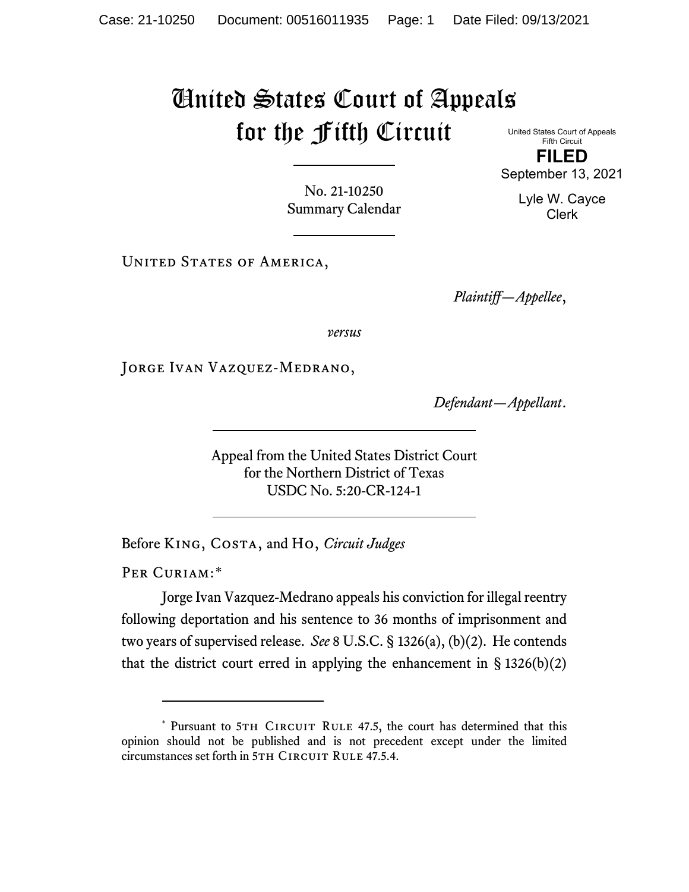# United States Court of Appeals for the Fifth Circuit

United States Court of Appeals
Fifth Circuit

**FILED**

September 13, 2021

Lyle W. Cayce
Clerk

No. 21-10250
Summary Calendar

United States of America,

*Plaintiff—Appellee*,

*versus*

Jorge Ivan Vazquez-Medrano,

*Defendant—Appellant*.

Appeal from the United States District Court
for the Northern District of Texas
USDC No. 5:20-CR-124-1

Before King, Costa, and Ho, *Circuit Judges*

Per Curiam:*

Jorge Ivan Vazquez-Medrano appeals his conviction for illegal reentry following deportation and his sentence to 36 months of imprisonment and two years of supervised release. *See* 8 U.S.C. § 1326(a), (b)(2). He contends that the district court erred in applying the enhancement in § 1326(b)(2)

---

\* Pursuant to 5th Circuit Rule 47.5, the court has determined that this opinion should not be published and is not precedent except under the limited circumstances set forth in 5th Circuit Rule 47.5.4.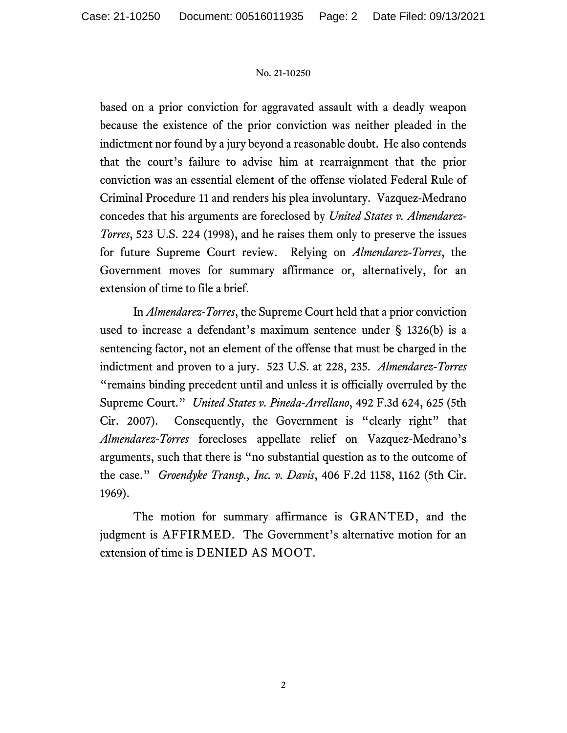based on a prior conviction for aggravated assault with a deadly weapon because the existence of the prior conviction was neither pleaded in the indictment nor found by a jury beyond a reasonable doubt. He also contends that the court's failure to advise him at rearraignment that the prior conviction was an essential element of the offense violated Federal Rule of Criminal Procedure 11 and renders his plea involuntary. Vazquez-Medrano concedes that his arguments are foreclosed by *United States v. Almendarez-Torres*, 523 U.S. 224 (1998), and he raises them only to preserve the issues for future Supreme Court review. Relying on *Almendarez-Torres*, the Government moves for summary affirmance or, alternatively, for an extension of time to file a brief.

In *Almendarez-Torres*, the Supreme Court held that a prior conviction used to increase a defendant's maximum sentence under § 1326(b) is a sentencing factor, not an element of the offense that must be charged in the indictment and proven to a jury. 523 U.S. at 228, 235. *Almendarez-Torres* "remains binding precedent until and unless it is officially overruled by the Supreme Court." *United States v. Pineda-Arrellano*, 492 F.3d 624, 625 (5th Cir. 2007). Consequently, the Government is "clearly right" that *Almendarez-Torres* forecloses appellate relief on Vazquez-Medrano's arguments, such that there is "no substantial question as to the outcome of the case." *Groendyke Transp., Inc. v. Davis*, 406 F.2d 1158, 1162 (5th Cir. 1969).

The motion for summary affirmance is GRANTED, and the judgment is AFFIRMED. The Government's alternative motion for an extension of time is DENIED AS MOOT.